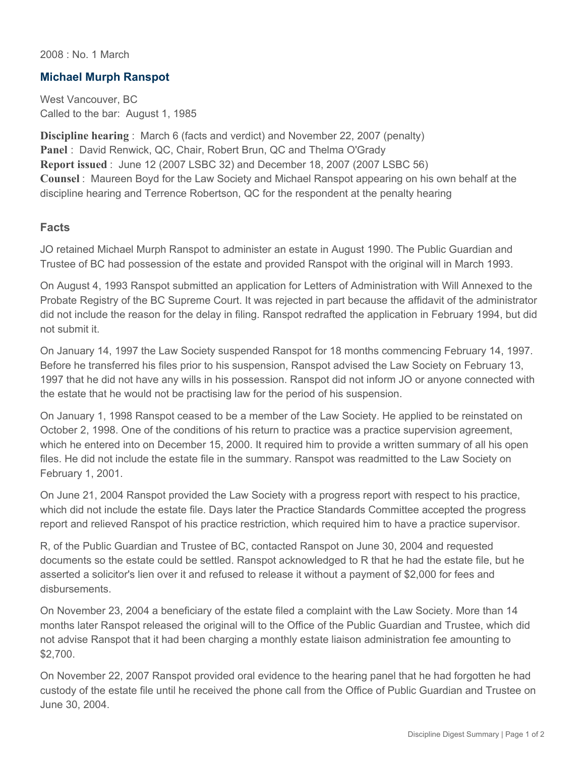2008 : No. 1 March

## Michael Murph Ranspot

West Vancouver, BC
Called to the bar: August 1, 1985

**Discipline hearing** : March 6 (facts and verdict) and November 22, 2007 (penalty)
**Panel** : David Renwick, QC, Chair, Robert Brun, QC and Thelma O'Grady
**Report issued** : June 12 (2007 LSBC 32) and December 18, 2007 (2007 LSBC 56)
**Counsel** : Maureen Boyd for the Law Society and Michael Ranspot appearing on his own behalf at the discipline hearing and Terrence Robertson, QC for the respondent at the penalty hearing

### Facts

JO retained Michael Murph Ranspot to administer an estate in August 1990. The Public Guardian and Trustee of BC had possession of the estate and provided Ranspot with the original will in March 1993.

On August 4, 1993 Ranspot submitted an application for Letters of Administration with Will Annexed to the Probate Registry of the BC Supreme Court. It was rejected in part because the affidavit of the administrator did not include the reason for the delay in filing. Ranspot redrafted the application in February 1994, but did not submit it.

On January 14, 1997 the Law Society suspended Ranspot for 18 months commencing February 14, 1997. Before he transferred his files prior to his suspension, Ranspot advised the Law Society on February 13, 1997 that he did not have any wills in his possession. Ranspot did not inform JO or anyone connected with the estate that he would not be practising law for the period of his suspension.

On January 1, 1998 Ranspot ceased to be a member of the Law Society. He applied to be reinstated on October 2, 1998. One of the conditions of his return to practice was a practice supervision agreement, which he entered into on December 15, 2000. It required him to provide a written summary of all his open files. He did not include the estate file in the summary. Ranspot was readmitted to the Law Society on February 1, 2001.

On June 21, 2004 Ranspot provided the Law Society with a progress report with respect to his practice, which did not include the estate file. Days later the Practice Standards Committee accepted the progress report and relieved Ranspot of his practice restriction, which required him to have a practice supervisor.

R, of the Public Guardian and Trustee of BC, contacted Ranspot on June 30, 2004 and requested documents so the estate could be settled. Ranspot acknowledged to R that he had the estate file, but he asserted a solicitor's lien over it and refused to release it without a payment of $2,000 for fees and disbursements.

On November 23, 2004 a beneficiary of the estate filed a complaint with the Law Society. More than 14 months later Ranspot released the original will to the Office of the Public Guardian and Trustee, which did not advise Ranspot that it had been charging a monthly estate liaison administration fee amounting to $2,700.

On November 22, 2007 Ranspot provided oral evidence to the hearing panel that he had forgotten he had custody of the estate file until he received the phone call from the Office of Public Guardian and Trustee on June 30, 2004.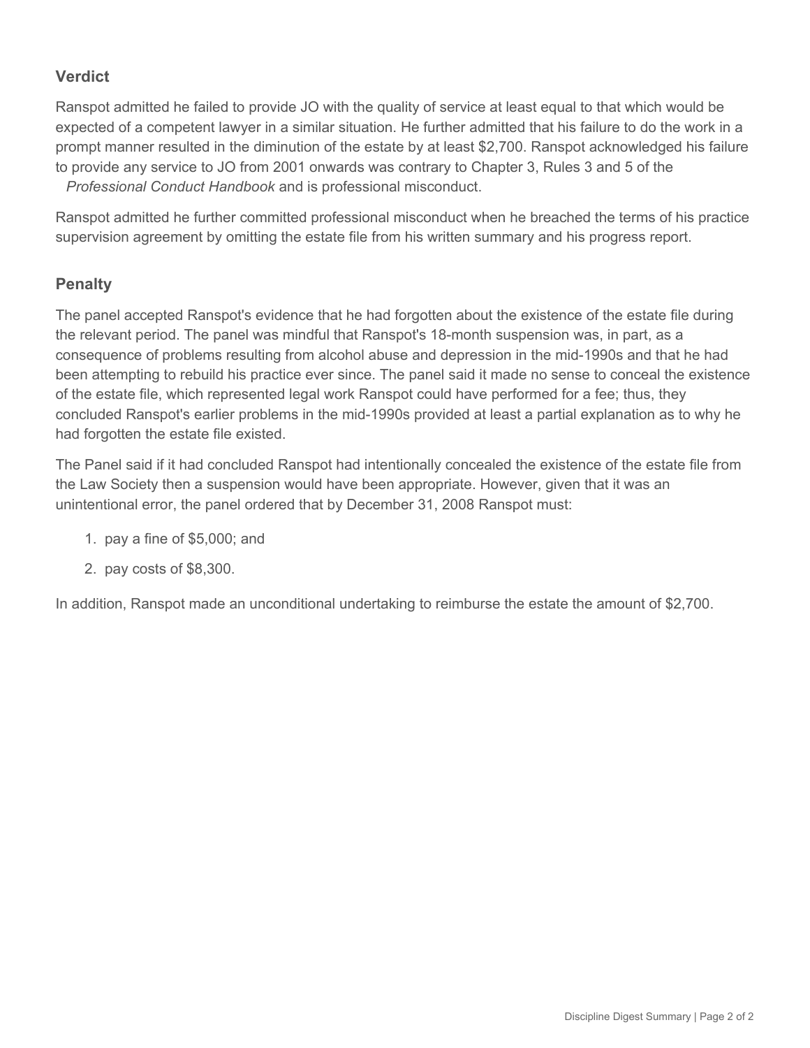## Verdict

Ranspot admitted he failed to provide JO with the quality of service at least equal to that which would be expected of a competent lawyer in a similar situation. He further admitted that his failure to do the work in a prompt manner resulted in the diminution of the estate by at least $2,700. Ranspot acknowledged his failure to provide any service to JO from 2001 onwards was contrary to Chapter 3, Rules 3 and 5 of the *Professional Conduct Handbook* and is professional misconduct.

Ranspot admitted he further committed professional misconduct when he breached the terms of his practice supervision agreement by omitting the estate file from his written summary and his progress report.

## Penalty

The panel accepted Ranspot's evidence that he had forgotten about the existence of the estate file during the relevant period. The panel was mindful that Ranspot's 18-month suspension was, in part, as a consequence of problems resulting from alcohol abuse and depression in the mid-1990s and that he had been attempting to rebuild his practice ever since. The panel said it made no sense to conceal the existence of the estate file, which represented legal work Ranspot could have performed for a fee; thus, they concluded Ranspot's earlier problems in the mid-1990s provided at least a partial explanation as to why he had forgotten the estate file existed.

The Panel said if it had concluded Ranspot had intentionally concealed the existence of the estate file from the Law Society then a suspension would have been appropriate. However, given that it was an unintentional error, the panel ordered that by December 31, 2008 Ranspot must:

1. pay a fine of $5,000; and
2. pay costs of $8,300.

In addition, Ranspot made an unconditional undertaking to reimburse the estate the amount of $2,700.